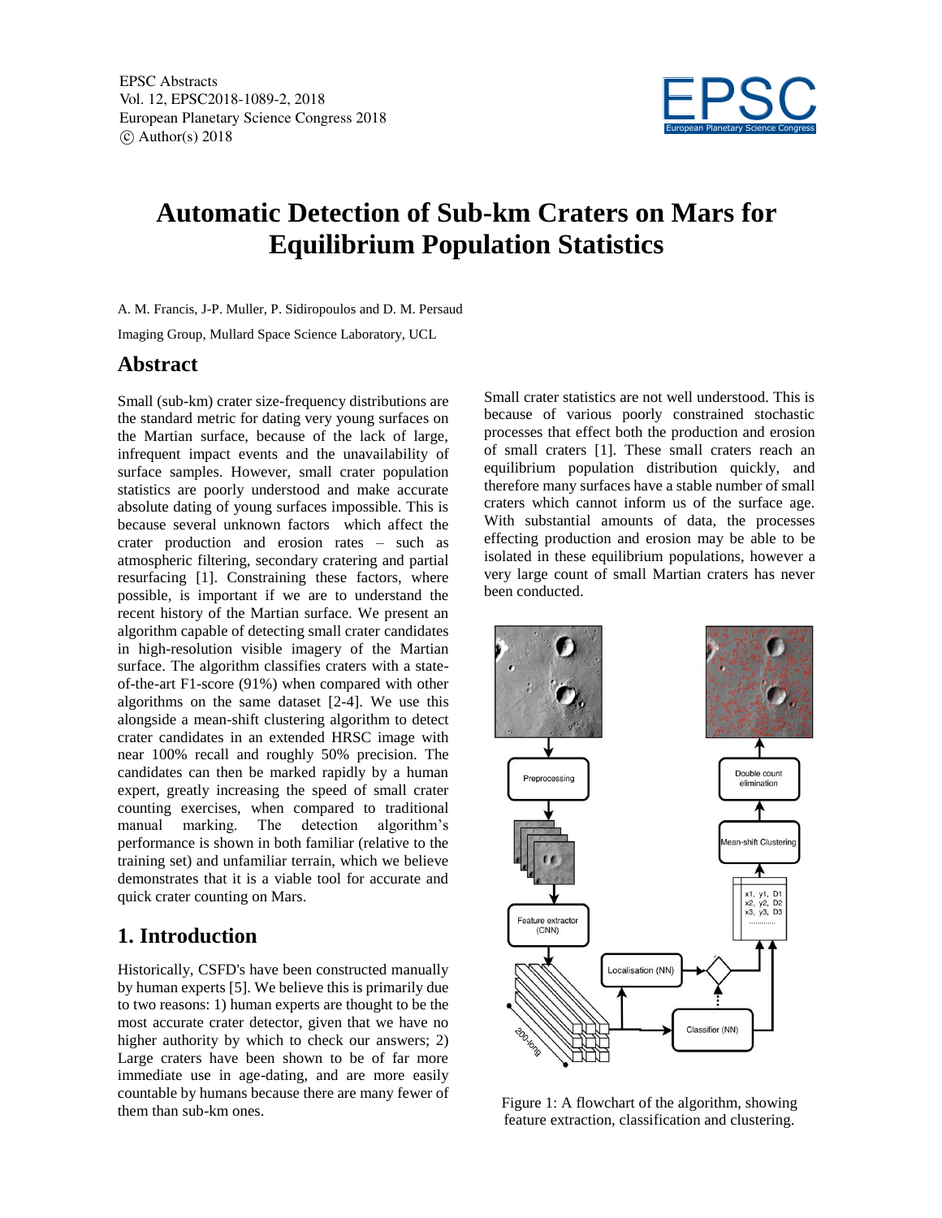# Automatic Detection of Sub-km Craters on Mars for Equilibrium Population Statistics

A. M. Francis, J-P. Muller, P. Sidiropoulos and D. M. Persaud

Imaging Group, Mullard Space Science Laboratory, UCL

## Abstract

Small (sub-km) crater size-frequency distributions are the standard metric for dating very young surfaces on the Martian surface, because of the lack of large, infrequent impact events and the unavailability of surface samples. However, small crater population statistics are poorly understood and make accurate absolute dating of young surfaces impossible. This is because several unknown factors which affect the crater production and erosion rates – such as atmospheric filtering, secondary cratering and partial resurfacing [1]. Constraining these factors, where possible, is important if we are to understand the recent history of the Martian surface. We present an algorithm capable of detecting small crater candidates in high-resolution visible imagery of the Martian surface. The algorithm classifies craters with a state-of-the-art F1-score (91%) when compared with other algorithms on the same dataset [2-4]. We use this alongside a mean-shift clustering algorithm to detect crater candidates in an extended HRSC image with near 100% recall and roughly 50% precision. The candidates can then be marked rapidly by a human expert, greatly increasing the speed of small crater counting exercises, when compared to traditional manual marking. The detection algorithm's performance is shown in both familiar (relative to the training set) and unfamiliar terrain, which we believe demonstrates that it is a viable tool for accurate and quick crater counting on Mars.

## 1. Introduction

Historically, CSFD's have been constructed manually by human experts [5]. We believe this is primarily due to two reasons: 1) human experts are thought to be the most accurate crater detector, given that we have no higher authority by which to check our answers; 2) Large craters have been shown to be of far more immediate use in age-dating, and are more easily countable by humans because there are many fewer of them than sub-km ones.

Small crater statistics are not well understood. This is because of various poorly constrained stochastic processes that effect both the production and erosion of small craters [1]. These small craters reach an equilibrium population distribution quickly, and therefore many surfaces have a stable number of small craters which cannot inform us of the surface age. With substantial amounts of data, the processes effecting production and erosion may be able to be isolated in these equilibrium populations, however a very large count of small Martian craters has never been conducted.

Figure 1: A flowchart of the algorithm, showing feature extraction, classification and clustering.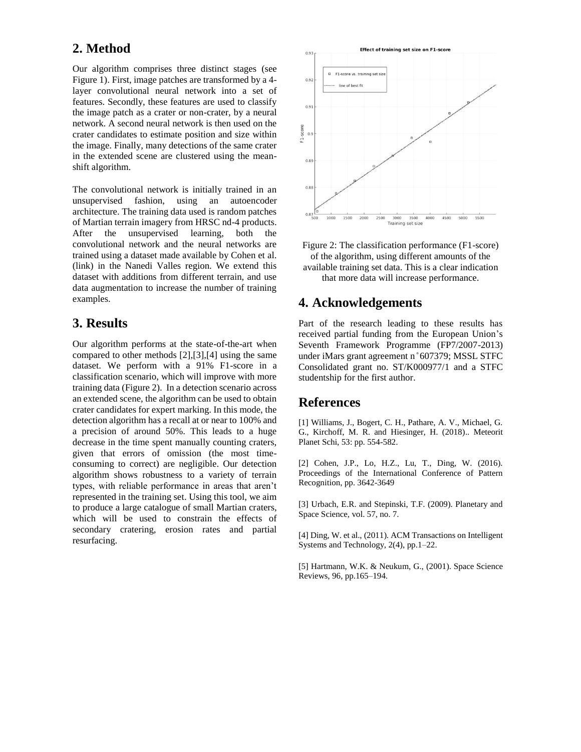## 2. Method

Our algorithm comprises three distinct stages (see Figure 1). First, image patches are transformed by a 4-layer convolutional neural network into a set of features. Secondly, these features are used to classify the image patch as a crater or non-crater, by a neural network. A second neural network is then used on the crater candidates to estimate position and size within the image. Finally, many detections of the same crater in the extended scene are clustered using the mean-shift algorithm.

The convolutional network is initially trained in an unsupervised fashion, using an autoencoder architecture. The training data used is random patches of Martian terrain imagery from HRSC nd-4 products. After the unsupervised learning, both the convolutional network and the neural networks are trained using a dataset made available by Cohen et al. (link) in the Nanedi Valles region. We extend this dataset with additions from different terrain, and use data augmentation to increase the number of training examples.

## 3. Results

Our algorithm performs at the state-of-the-art when compared to other methods [2],[3],[4] using the same dataset. We perform with a 91% F1-score in a classification scenario, which will improve with more training data (Figure 2). In a detection scenario across an extended scene, the algorithm can be used to obtain crater candidates for expert marking. In this mode, the detection algorithm has a recall at or near to 100% and a precision of around 50%. This leads to a huge decrease in the time spent manually counting craters, given that errors of omission (the most time-consuming to correct) are negligible. Our detection algorithm shows robustness to a variety of terrain types, with reliable performance in areas that aren't represented in the training set. Using this tool, we aim to produce a large catalogue of small Martian craters, which will be used to constrain the effects of secondary cratering, erosion rates and partial resurfacing.

Effect of training set size on F1-score

F1-score vs. training set size
line of best fit

F1-score
0.93
0.92
0.91
0.9
0.89
0.88
0.87

Training set size
500 1000 1500 2000 2500 3000 3500 4000 4500 5000 5500

Figure 2: The classification performance (F1-score) of the algorithm, using different amounts of the available training set data. This is a clear indication that more data will increase performance.

## 4. Acknowledgements

Part of the research leading to these results has received partial funding from the European Union's Seventh Framework Programme (FP7/2007-2013) under iMars grant agreement n˚607379; MSSL STFC Consolidated grant no. ST/K000977/1 and a STFC studentship for the first author.

## References

[1] Williams, J., Bogert, C. H., Pathare, A. V., Michael, G. G., Kirchoff, M. R. and Hiesinger, H. (2018).. Meteorit Planet Schi, 53: pp. 554-582.

[2] Cohen, J.P., Lo, H.Z., Lu, T., Ding, W. (2016). Proceedings of the International Conference of Pattern Recognition, pp. 3642-3649

[3] Urbach, E.R. and Stepinski, T.F. (2009). Planetary and Space Science, vol. 57, no. 7.

[4] Ding, W. et al., (2011). ACM Transactions on Intelligent Systems and Technology, 2(4), pp.1–22.

[5] Hartmann, W.K. & Neukum, G., (2001). Space Science Reviews, 96, pp.165–194.